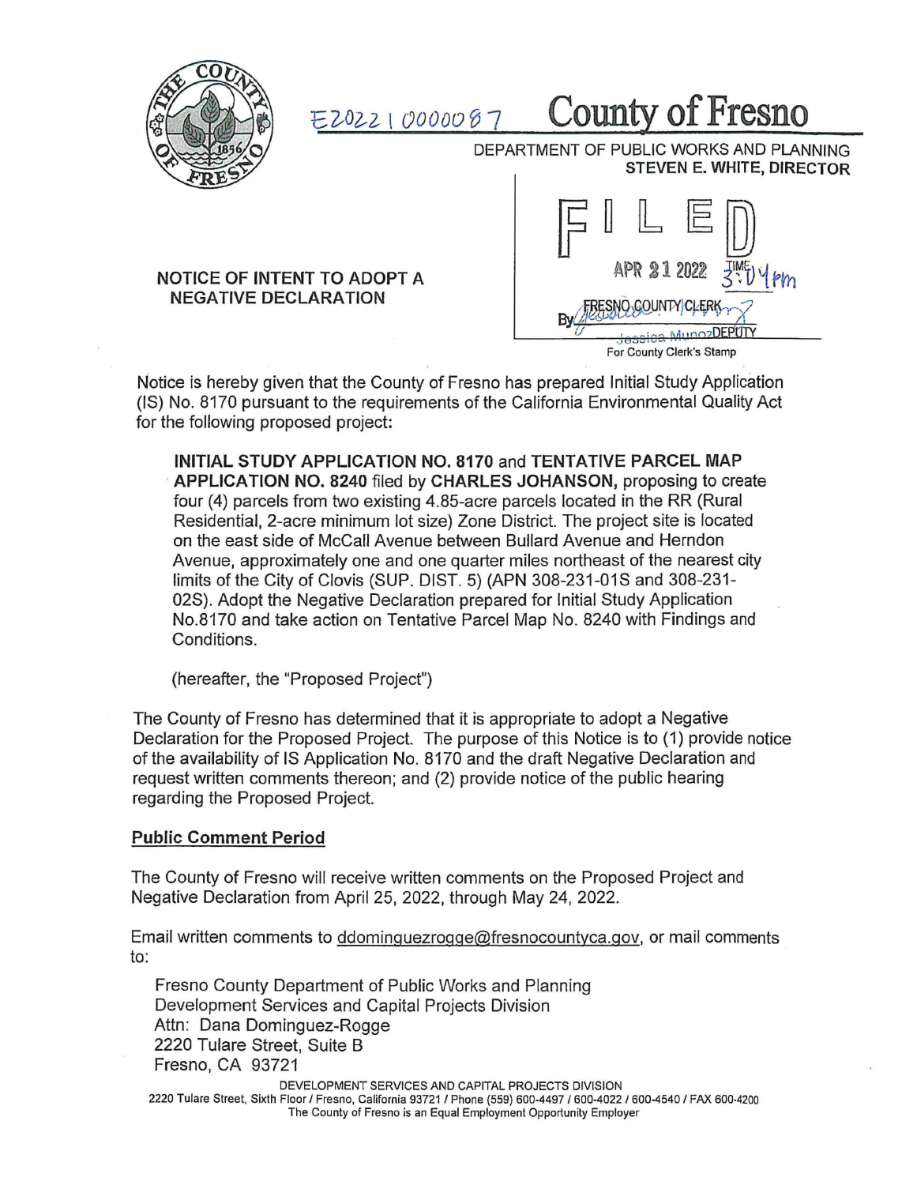E20221000087

# County of Fresno

DEPARTMENT OF PUBLIC WORKS AND PLANNING
**STEVEN E. WHITE, DIRECTOR**

FILED
APR 21 2022 TIME 3:04 PM
FRESNO COUNTY CLERK
By Jessica Munoz DEPUTY
For County Clerk's Stamp

**NOTICE OF INTENT TO ADOPT A NEGATIVE DECLARATION**

Notice is hereby given that the County of Fresno has prepared Initial Study Application (IS) No. 8170 pursuant to the requirements of the California Environmental Quality Act for the following proposed project:

> **INITIAL STUDY APPLICATION NO. 8170** and **TENTATIVE PARCEL MAP APPLICATION NO. 8240** filed by **CHARLES JOHANSON,** proposing to create four (4) parcels from two existing 4.85-acre parcels located in the RR (Rural Residential, 2-acre minimum lot size) Zone District. The project site is located on the east side of McCall Avenue between Bullard Avenue and Herndon Avenue, approximately one and one quarter miles northeast of the nearest city limits of the City of Clovis (SUP. DIST. 5) (APN 308-231-01S and 308-231-02S). Adopt the Negative Declaration prepared for Initial Study Application No.8170 and take action on Tentative Parcel Map No. 8240 with Findings and Conditions.
>
> (hereafter, the "Proposed Project")

The County of Fresno has determined that it is appropriate to adopt a Negative Declaration for the Proposed Project. The purpose of this Notice is to (1) provide notice of the availability of IS Application No. 8170 and the draft Negative Declaration and request written comments thereon; and (2) provide notice of the public hearing regarding the Proposed Project.

## Public Comment Period

The County of Fresno will receive written comments on the Proposed Project and Negative Declaration from April 25, 2022, through May 24, 2022.

Email written comments to ddominguezrogge@fresnocountyca.gov, or mail comments to:

Fresno County Department of Public Works and Planning
Development Services and Capital Projects Division
Attn: Dana Dominguez-Rogge
2220 Tulare Street, Suite B
Fresno, CA 93721

DEVELOPMENT SERVICES AND CAPITAL PROJECTS DIVISION
2220 Tulare Street, Sixth Floor / Fresno, California 93721 / Phone (559) 600-4497 / 600-4022 / 600-4540 / FAX 600-4200
The County of Fresno is an Equal Employment Opportunity Employer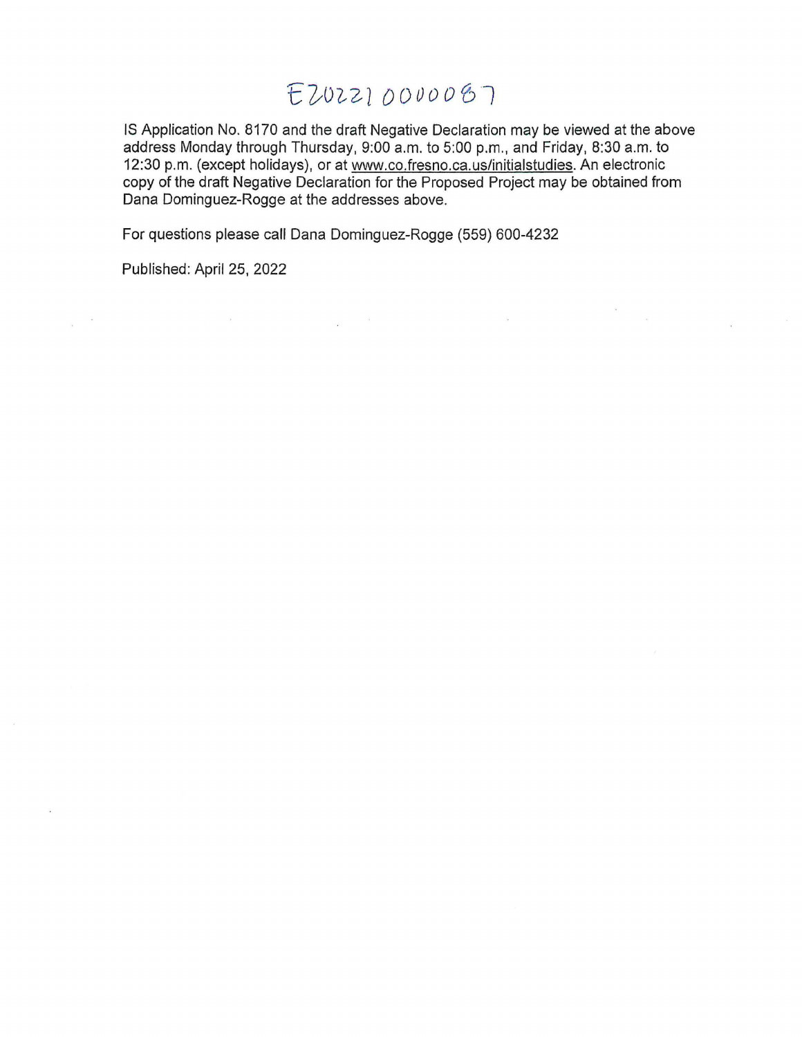E202210000087

IS Application No. 8170 and the draft Negative Declaration may be viewed at the above address Monday through Thursday, 9:00 a.m. to 5:00 p.m., and Friday, 8:30 a.m. to 12:30 p.m. (except holidays), or at www.co.fresno.ca.us/initialstudies. An electronic copy of the draft Negative Declaration for the Proposed Project may be obtained from Dana Dominguez-Rogge at the addresses above.

For questions please call Dana Dominguez-Rogge (559) 600-4232

Published: April 25, 2022